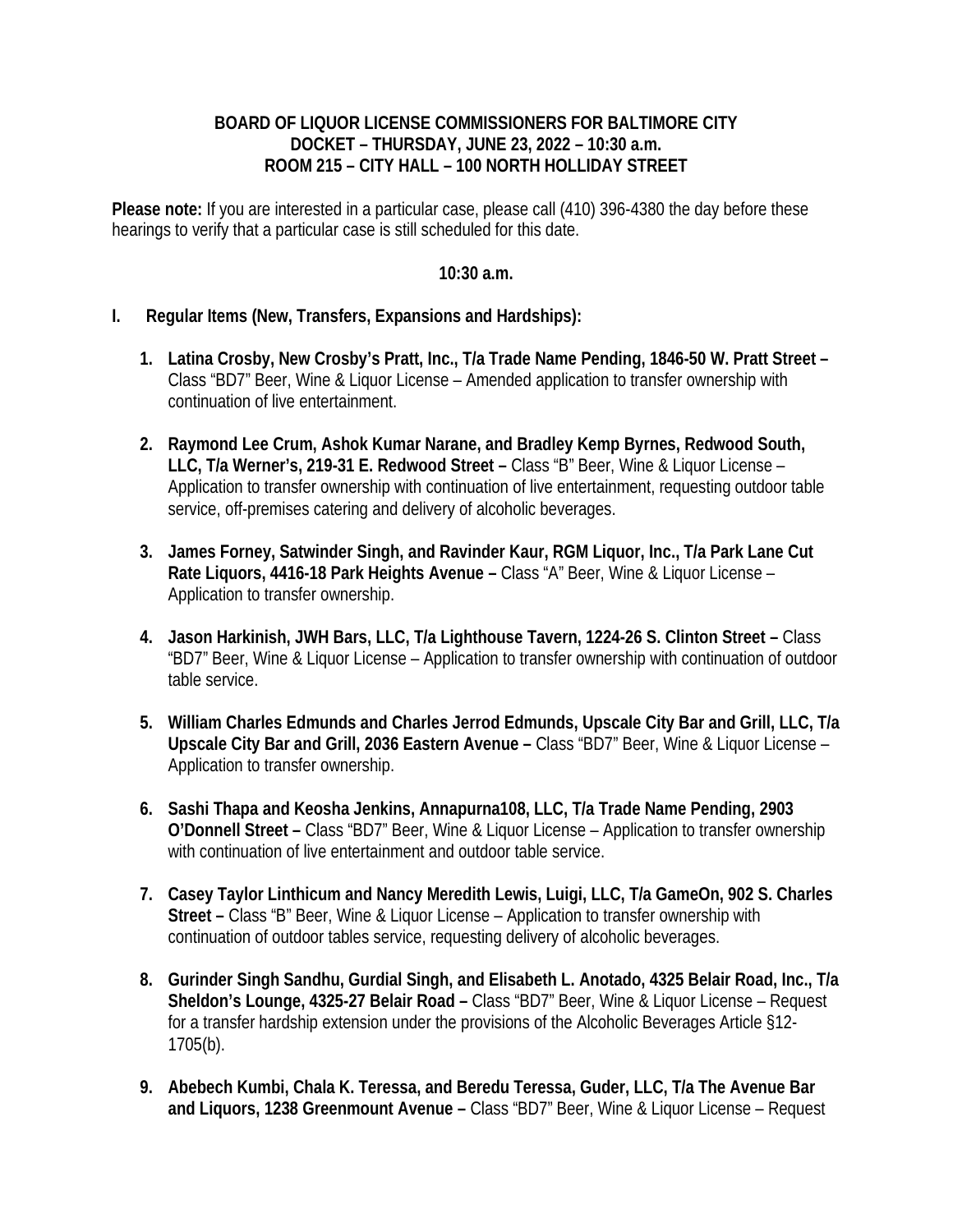**BOARD OF LIQUOR LICENSE COMMISSIONERS FOR BALTIMORE CITY**
**DOCKET – THURSDAY, JUNE 23, 2022 – 10:30 a.m.**
**ROOM 215 – CITY HALL – 100 NORTH HOLLIDAY STREET**

**Please note:** If you are interested in a particular case, please call (410) 396-4380 the day before these hearings to verify that a particular case is still scheduled for this date.

**10:30 a.m.**

**I. Regular Items (New, Transfers, Expansions and Hardships):**

1. **Latina Crosby, New Crosby's Pratt, Inc., T/a Trade Name Pending, 1846-50 W. Pratt Street –** Class "BD7" Beer, Wine & Liquor License – Amended application to transfer ownership with continuation of live entertainment.

2. **Raymond Lee Crum, Ashok Kumar Narane, and Bradley Kemp Byrnes, Redwood South, LLC, T/a Werner's, 219-31 E. Redwood Street –** Class "B" Beer, Wine & Liquor License – Application to transfer ownership with continuation of live entertainment, requesting outdoor table service, off-premises catering and delivery of alcoholic beverages.

3. **James Forney, Satwinder Singh, and Ravinder Kaur, RGM Liquor, Inc., T/a Park Lane Cut Rate Liquors, 4416-18 Park Heights Avenue –** Class "A" Beer, Wine & Liquor License – Application to transfer ownership.

4. **Jason Harkinish, JWH Bars, LLC, T/a Lighthouse Tavern, 1224-26 S. Clinton Street –** Class "BD7" Beer, Wine & Liquor License – Application to transfer ownership with continuation of outdoor table service.

5. **William Charles Edmunds and Charles Jerrod Edmunds, Upscale City Bar and Grill, LLC, T/a Upscale City Bar and Grill, 2036 Eastern Avenue –** Class "BD7" Beer, Wine & Liquor License – Application to transfer ownership.

6. **Sashi Thapa and Keosha Jenkins, Annapurna108, LLC, T/a Trade Name Pending, 2903 O'Donnell Street –** Class "BD7" Beer, Wine & Liquor License – Application to transfer ownership with continuation of live entertainment and outdoor table service.

7. **Casey Taylor Linthicum and Nancy Meredith Lewis, Luigi, LLC, T/a GameOn, 902 S. Charles Street –** Class "B" Beer, Wine & Liquor License – Application to transfer ownership with continuation of outdoor tables service, requesting delivery of alcoholic beverages.

8. **Gurinder Singh Sandhu, Gurdial Singh, and Elisabeth L. Anotado, 4325 Belair Road, Inc., T/a Sheldon's Lounge, 4325-27 Belair Road –** Class "BD7" Beer, Wine & Liquor License – Request for a transfer hardship extension under the provisions of the Alcoholic Beverages Article §12-1705(b).

9. **Abebech Kumbi, Chala K. Teressa, and Beredu Teressa, Guder, LLC, T/a The Avenue Bar and Liquors, 1238 Greenmount Avenue –** Class "BD7" Beer, Wine & Liquor License – Request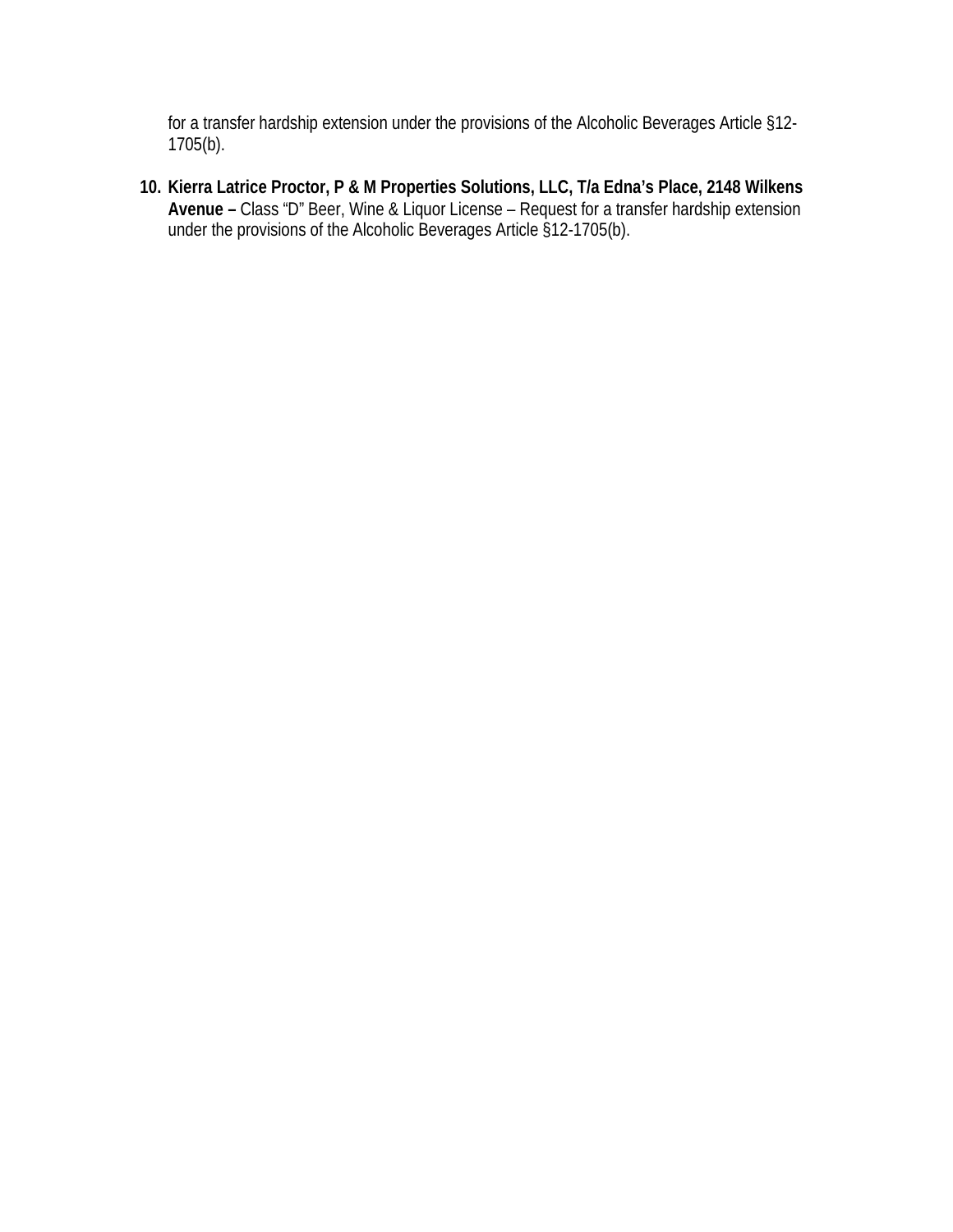for a transfer hardship extension under the provisions of the Alcoholic Beverages Article §12-1705(b).

10. **Kierra Latrice Proctor, P & M Properties Solutions, LLC, T/a Edna's Place, 2148 Wilkens Avenue –** Class "D" Beer, Wine & Liquor License – Request for a transfer hardship extension under the provisions of the Alcoholic Beverages Article §12-1705(b).